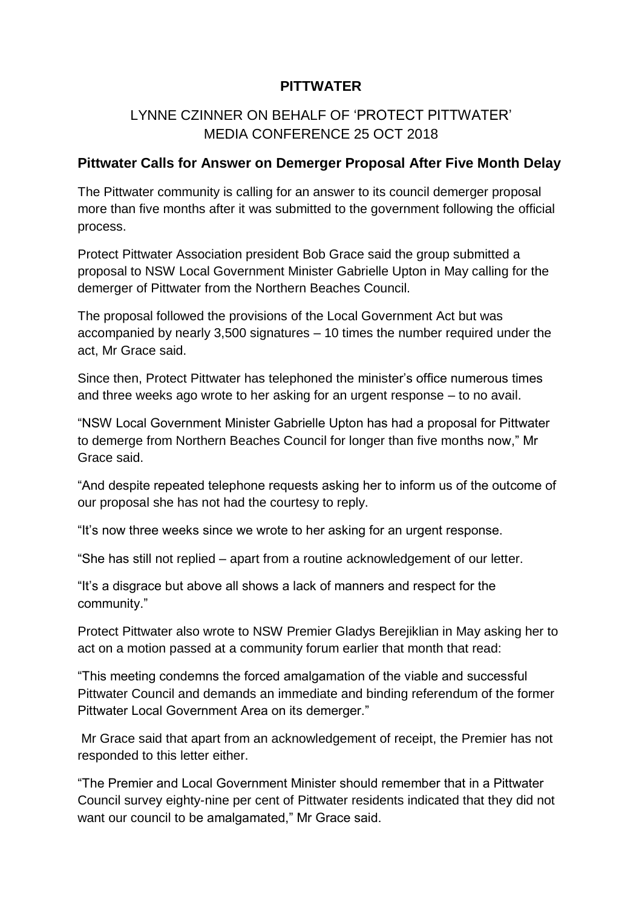# PITTWATER

LYNNE CZINNER ON BEHALF OF 'PROTECT PITTWATER'
MEDIA CONFERENCE 25 OCT 2018

## Pittwater Calls for Answer on Demerger Proposal After Five Month Delay

The Pittwater community is calling for an answer to its council demerger proposal more than five months after it was submitted to the government following the official process.

Protect Pittwater Association president Bob Grace said the group submitted a proposal to NSW Local Government Minister Gabrielle Upton in May calling for the demerger of Pittwater from the Northern Beaches Council.

The proposal followed the provisions of the Local Government Act but was accompanied by nearly 3,500 signatures – 10 times the number required under the act, Mr Grace said.

Since then, Protect Pittwater has telephoned the minister's office numerous times and three weeks ago wrote to her asking for an urgent response – to no avail.

"NSW Local Government Minister Gabrielle Upton has had a proposal for Pittwater to demerge from Northern Beaches Council for longer than five months now," Mr Grace said.

"And despite repeated telephone requests asking her to inform us of the outcome of our proposal she has not had the courtesy to reply.

"It's now three weeks since we wrote to her asking for an urgent response.

"She has still not replied – apart from a routine acknowledgement of our letter.

"It's a disgrace but above all shows a lack of manners and respect for the community."

Protect Pittwater also wrote to NSW Premier Gladys Berejiklian in May asking her to act on a motion passed at a community forum earlier that month that read:

"This meeting condemns the forced amalgamation of the viable and successful Pittwater Council and demands an immediate and binding referendum of the former Pittwater Local Government Area on its demerger."

Mr Grace said that apart from an acknowledgement of receipt, the Premier has not responded to this letter either.

"The Premier and Local Government Minister should remember that in a Pittwater Council survey eighty-nine per cent of Pittwater residents indicated that they did not want our council to be amalgamated," Mr Grace said.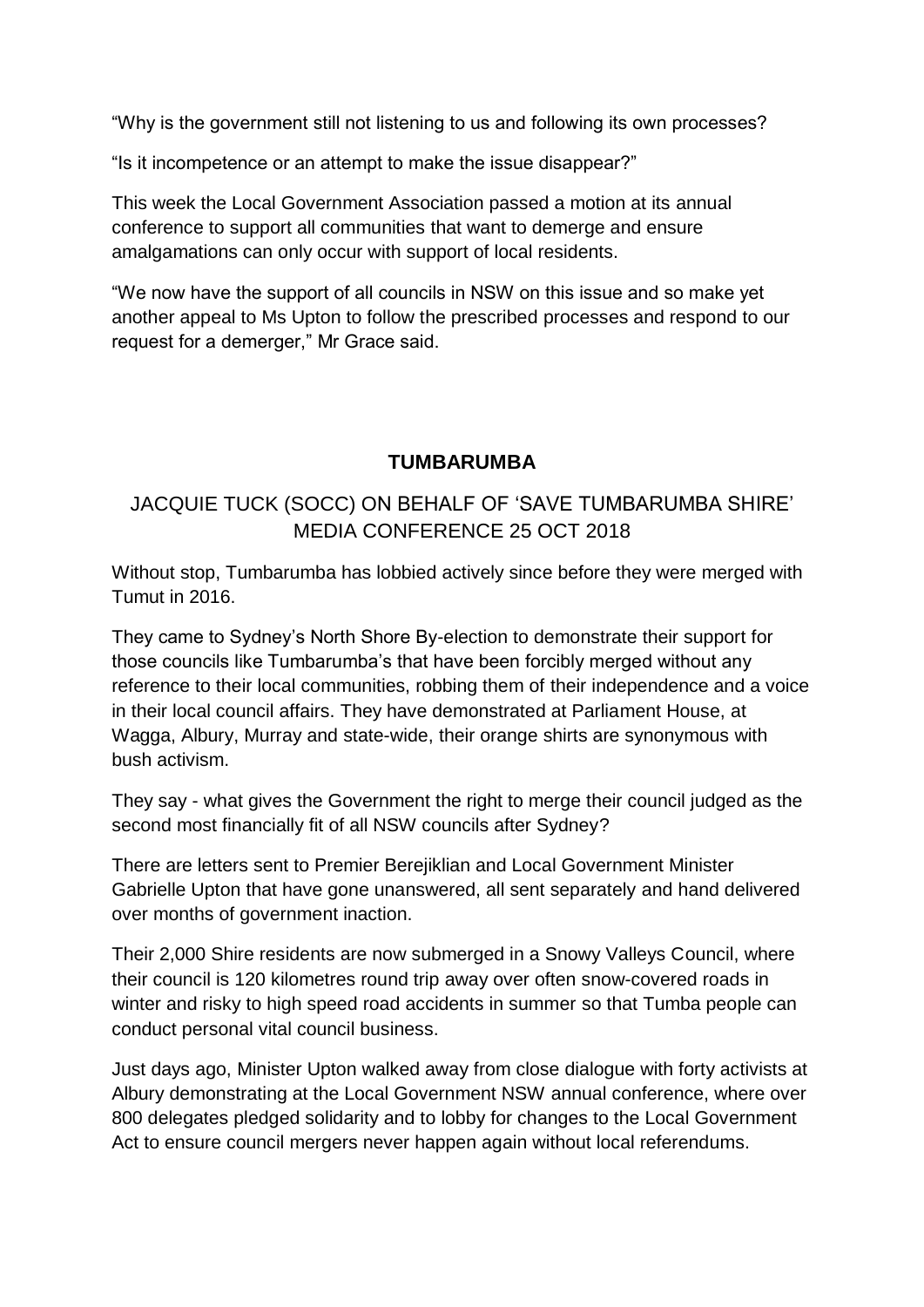"Why is the government still not listening to us and following its own processes?

"Is it incompetence or an attempt to make the issue disappear?"

This week the Local Government Association passed a motion at its annual conference to support all communities that want to demerge and ensure amalgamations can only occur with support of local residents.

"We now have the support of all councils in NSW on this issue and so make yet another appeal to Ms Upton to follow the prescribed processes and respond to our request for a demerger," Mr Grace said.

## TUMBARUMBA

### JACQUIE TUCK (SOCC) ON BEHALF OF 'SAVE TUMBARUMBA SHIRE' MEDIA CONFERENCE 25 OCT 2018

Without stop, Tumbarumba has lobbied actively since before they were merged with Tumut in 2016.

They came to Sydney's North Shore By-election to demonstrate their support for those councils like Tumbarumba's that have been forcibly merged without any reference to their local communities, robbing them of their independence and a voice in their local council affairs. They have demonstrated at Parliament House, at Wagga, Albury, Murray and state-wide, their orange shirts are synonymous with bush activism.

They say - what gives the Government the right to merge their council judged as the second most financially fit of all NSW councils after Sydney?

There are letters sent to Premier Berejiklian and Local Government Minister Gabrielle Upton that have gone unanswered, all sent separately and hand delivered over months of government inaction.

Their 2,000 Shire residents are now submerged in a Snowy Valleys Council, where their council is 120 kilometres round trip away over often snow-covered roads in winter and risky to high speed road accidents in summer so that Tumba people can conduct personal vital council business.

Just days ago, Minister Upton walked away from close dialogue with forty activists at Albury demonstrating at the Local Government NSW annual conference, where over 800 delegates pledged solidarity and to lobby for changes to the Local Government Act to ensure council mergers never happen again without local referendums.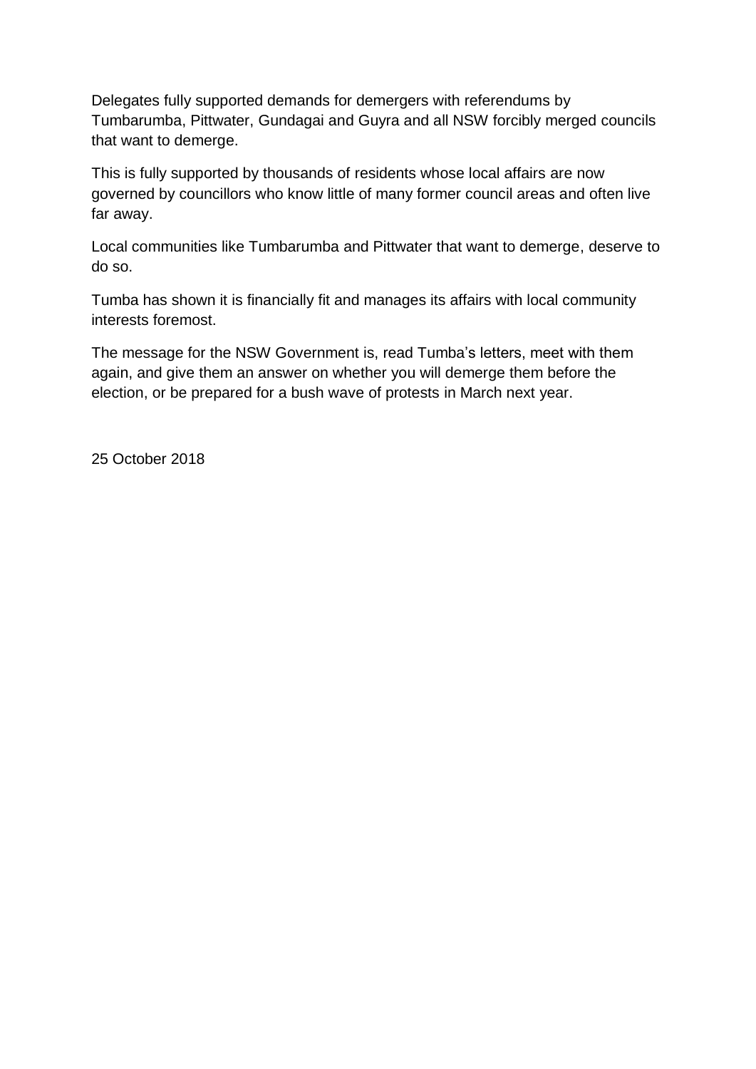Delegates fully supported demands for demergers with referendums by Tumbarumba, Pittwater, Gundagai and Guyra and all NSW forcibly merged councils that want to demerge.

This is fully supported by thousands of residents whose local affairs are now governed by councillors who know little of many former council areas and often live far away.

Local communities like Tumbarumba and Pittwater that want to demerge, deserve to do so.

Tumba has shown it is financially fit and manages its affairs with local community interests foremost.

The message for the NSW Government is, read Tumba's letters, meet with them again, and give them an answer on whether you will demerge them before the election, or be prepared for a bush wave of protests in March next year.

25 October 2018